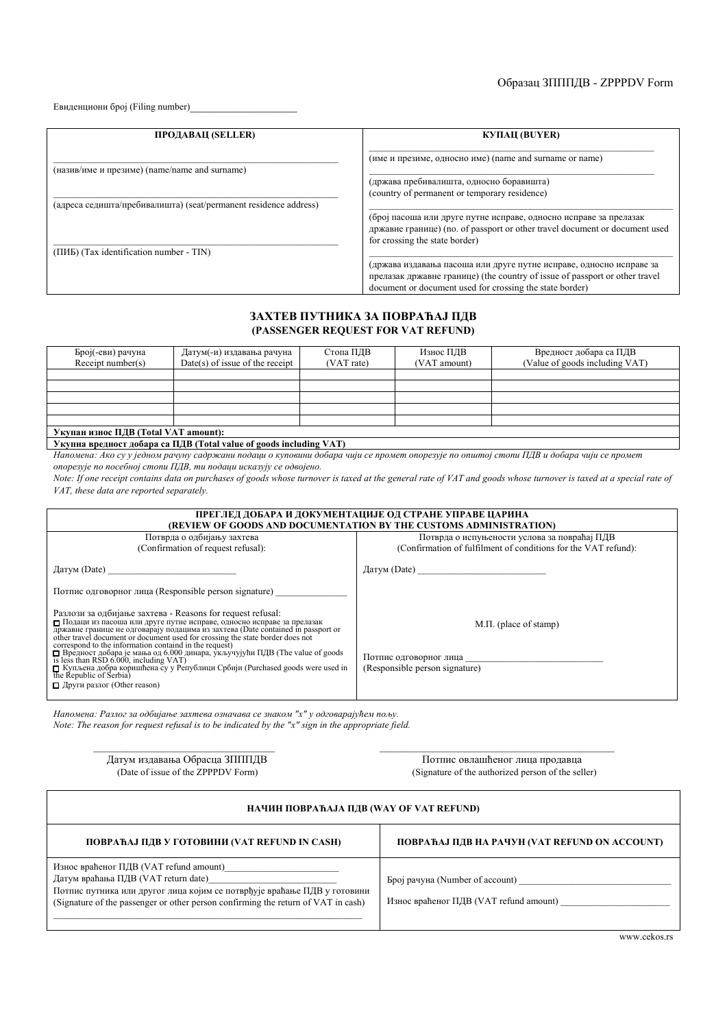Образац ЗППДВ - ZPPPDV Form

Евиденциони број (Filing number)______________________

| ПРОДАВАЦ (SELLER) | КУПАЦ (BUYER) |
| --- | --- |
| (назив/име и презиме) (name/name and surname) | (име и презиме, односно име) (name and surname or name) |
| (адреса седишта/пребивалишта) (seat/permanent residence address) | (држава пребивалишта, односно боравишта) (country of permanent or temporary residence) |
| (ПИБ) (Tax identification number - TIN) | (број пасоша или друге путне исправе, односно исправе за прелазак државне границе) (no. of passport or other travel document or document used for crossing the state border) |
| | (држава издавања пасоша или друге путне исправе, односно исправе за прелазак државне границе) (the country of issue of passport or other travel document or document used for crossing the state border) |

## ЗАХТЕВ ПУТНИКА ЗА ПОВРАЋАЈ ПДВ
## (PASSENGER REQUEST FOR VAT REFUND)

| Број(-еви) рачуна Receipt number(s) | Датум(-и) издавања рачуна Date(s) of issue of the receipt | Стопа ПДВ (VAT rate) | Износ ПДВ (VAT amount) | Вредност добара са ПДВ (Value of goods including VAT) |
| --- | --- | --- | --- | --- |
| | | | | |
| | | | | |
| | | | | |
| | | | | |
| | | | | |
| **Укупан износ ПДВ (Total VAT amount):** | | | | |
| **Укупна вредност добара са ПДВ (Total value of goods including VAT)** | | | | |

*Напомена: Ако су у једном рачуну садржани подаци о куповини добара чији се промет опорезује по општој стопи ПДВ и добара чији се промет опорезује по посебној стопи ПДВ, ти подаци исказују се одвојено.*

*Note: If one receipt contains data on purchases of goods whose turnover is taxed at the general rate of VAT and goods whose turnover is taxed at a special rate of VAT, these data are reported separately.*

| ПРЕГЛЕД ДОБАРА И ДОКУМЕНТАЦИЈЕ ОД СТРАНЕ УПРАВЕ ЦАРИНА (REVIEW OF GOODS AND DOCUMENTATION BY THE CUSTOMS ADMINISTRATION) | |
| --- | --- |
| Потврда о одбијању захтева (Confirmation of request refusal): | Потврда о испуњености услова за повраћај ПДВ (Confirmation of fulfilment of conditions for the VAT refund): |
| Датум (Date) ___________________________ | Датум (Date) ___________________________ |
| Потпис одговорног лица (Responsible person signature) _______________ | М.П. (place of stamp) |
| Разлози за одбијање захтева - Reasons for request refusal:<br>☐ Подаци из пасоша или друге путне исправе, односно исправе за прелазак државне границе не одговарају подацима из захтева (Date contained in passport or other travel document or document used for crossing the state border does not correspond to the information contaimd in the request)<br>☐ Вредност добара је мања од 6.000 динара, укључујући ПДВ (The value of goods is less than RSD 6.000, including VAT)<br>☐ Купљена добра коришћена су у Републици Србији (Purchased goods were used in the Republic of Serbia)<br>☐ Други разлог (Other reason) | Потпис одговорног лица ____________________________<br>(Responsible person signature) |

*Напомена: Разлог за одбијање захтева означава се знаком "x" у одговарајућем пољу.*
*Note: The reason for request refusal is to be indicated by the "x" sign in the appropriate field.*

___________________________________ Датум издавања Обрасца ЗППДВ (Date of issue of the ZPPPDV Form)

_____________________________________________ Потпис овлашћеног лица продавца (Signature of the authorized person of the seller)

| НАЧИН ПОВРАЋАЈА ПДВ (WAY OF VAT REFUND) | |
| --- | --- |
| **ПОВРАЋАЈ ПДВ У ГОТОВИНИ (VAT REFUND IN CASH)** | **ПОВРАЋАЈ ПДВ НА РАЧУН (VAT REFUND ON ACCOUNT)** |
| Износ враћеног ПДВ (VAT refund amount)________________________<br>Датум враћања ПДВ (VAT return date)__________________________<br>Потпис путника или другог лица којим се потврђује враћање ПДВ у готовини (Signature of the passenger or other person confirming the return of VAT in cash)<br>_______________________________________________ | Број рачуна (Number of account) ________________________________<br>Износ враћеног ПДВ (VAT refund amount) ______________________ |

www.cekos.rs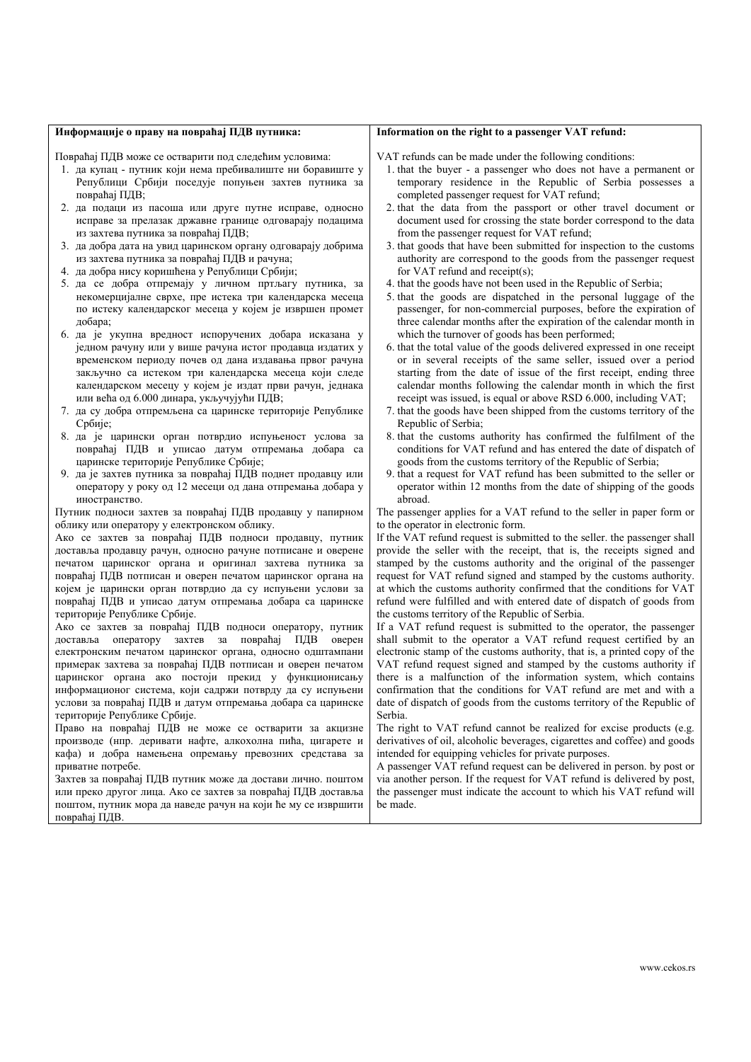**Информације о праву на повраћај ПДВ путника:**

Повраћај ПДВ може се остварити под следећим условима:

1. да купац - путник који нема пребивалиште ни боравиште у Републици Србији поседује попуњен захтев путника за повраћај ПДВ;
2. да подаци из пасоша или друге путне исправе, односно исправе за прелазак државне границе одговарају подацима из захтева путника за повраћај ПДВ;
3. да добра дата на увид царинском органу одговарају добрима из захтева путника за повраћај ПДВ и рачуна;
4. да добра нису коришћена у Републици Србији;
5. да се добра отпремају у личном пртљагу путника, за некомерцијалне сврхе, пре истека три календарска месеца по истеку календарског месеца у којем је извршен промет добара;
6. да је укупна вредност испоручених добара исказана у једном рачуну или у више рачуна истог продавца издатих у временском периоду почев од дана издавања првог рачуна закључно са истеком три календарска месеца који следе календарском месецу у којем је издат први рачун, једнака или већа од 6.000 динара, укључујући ПДВ;
7. да су добра отпремљена са царинске територије Републике Србије;
8. да је царински орган потврдио испуњеност услова за повраћај ПДВ и уписао датум отпремања добара са царинске територије Републике Србије;
9. да је захтев путника за повраћај ПДВ поднет продавцу или оператору у року од 12 месеци од дана отпремања добара у иностранство.

Путник подноси захтев за повраћај ПДВ продавцу у папирном облику или оператору у електронском облику.

Ако се захтев за повраћај ПДВ подноси продавцу, путник доставља продавцу рачун, односно рачуне потписане и оверене печатом царинског органа и оригинал захтева путника за повраћај ПДВ потписан и оверен печатом царинског органа на којем је царински орган потврдио да су испуњени услови за повраћај ПДВ и уписао датум отпремања добара са царинске територије Републике Србије.

Ако се захтев за повраћај ПДВ подноси оператору, путник доставља оператору захтев за повраћај ПДВ оверен електронским печатом царинског органа, односно одштампани примерак захтева за повраћај ПДВ потписан и оверен печатом царинског органа ако постоји прекид у функционисању информационог система, који садржи потврду да су испуњени услови за повраћај ПДВ и датум отпремања добара са царинске територије Републике Србије.

Право на повраћај ПДВ не може се остварити за акцизне производе (нпр. деривати нафте, алкохолна пића, цигарете и кафа) и добра намењена опремању превозних средстава за приватне потребе.

Захтев за повраћај ПДВ путник може да достави лично, поштом или преко другог лица. Ако се захтев за повраћај ПДВ доставља поштом, путник мора да наведе рачун на који ће му се извршити повраћај ПДВ.

**Information on the right to a passenger VAT refund:**

VAT refunds can be made under the following conditions:

1. that the buyer - a passenger who does not have a permanent or temporary residence in the Republic of Serbia possesses a completed passenger request for VAT refund;
2. that the data from the passport or other travel document or document used for crossing the state border correspond to the data from the passenger request for VAT refund;
3. that goods that have been submitted for inspection to the customs authority are correspond to the goods from the passenger request for VAT refund and receipt(s);
4. that the goods have not been used in the Republic of Serbia;
5. that the goods are dispatched in the personal luggage of the passenger, for non-commercial purposes, before the expiration of three calendar months after the expiration of the calendar month in which the turnover of goods has been performed;
6. that the total value of the goods delivered expressed in one receipt or in several receipts of the same seller, issued over a period starting from the date of issue of the first receipt, ending three calendar months following the calendar month in which the first receipt was issued, is equal or above RSD 6.000, including VAT;
7. that the goods have been shipped from the customs territory of the Republic of Serbia;
8. that the customs authority has confirmed the fulfilment of the conditions for VAT refund and has entered the date of dispatch of goods from the customs territory of the Republic of Serbia;
9. that a request for VAT refund has been submitted to the seller or operator within 12 months from the date of shipping of the goods abroad.

The passenger applies for a VAT refund to the seller in paper form or to the operator in electronic form.

If the VAT refund request is submitted to the seller. the passenger shall provide the seller with the receipt, that is, the receipts signed and stamped by the customs authority and the original of the passenger request for VAT refund signed and stamped by the customs authority. at which the customs authority confirmed that the conditions for VAT refund were fulfilled and with entered date of dispatch of goods from the customs territory of the Republic of Serbia.

If a VAT refund request is submitted to the operator, the passenger shall submit to the operator a VAT refund request certified by an electronic stamp of the customs authority, that is, a printed copy of the VAT refund request signed and stamped by the customs authority if there is a malfunction of the information system, which contains confirmation that the conditions for VAT refund are met and with a date of dispatch of goods from the customs territory of the Republic of Serbia.

The right to VAT refund cannot be realized for excise products (e.g. derivatives of oil, alcoholic beverages, cigarettes and coffee) and goods intended for equipping vehicles for private purposes.

A passenger VAT refund request can be delivered in person. by post or via another person. If the request for VAT refund is delivered by post, the passenger must indicate the account to which his VAT refund will be made.

www.cekos.rs